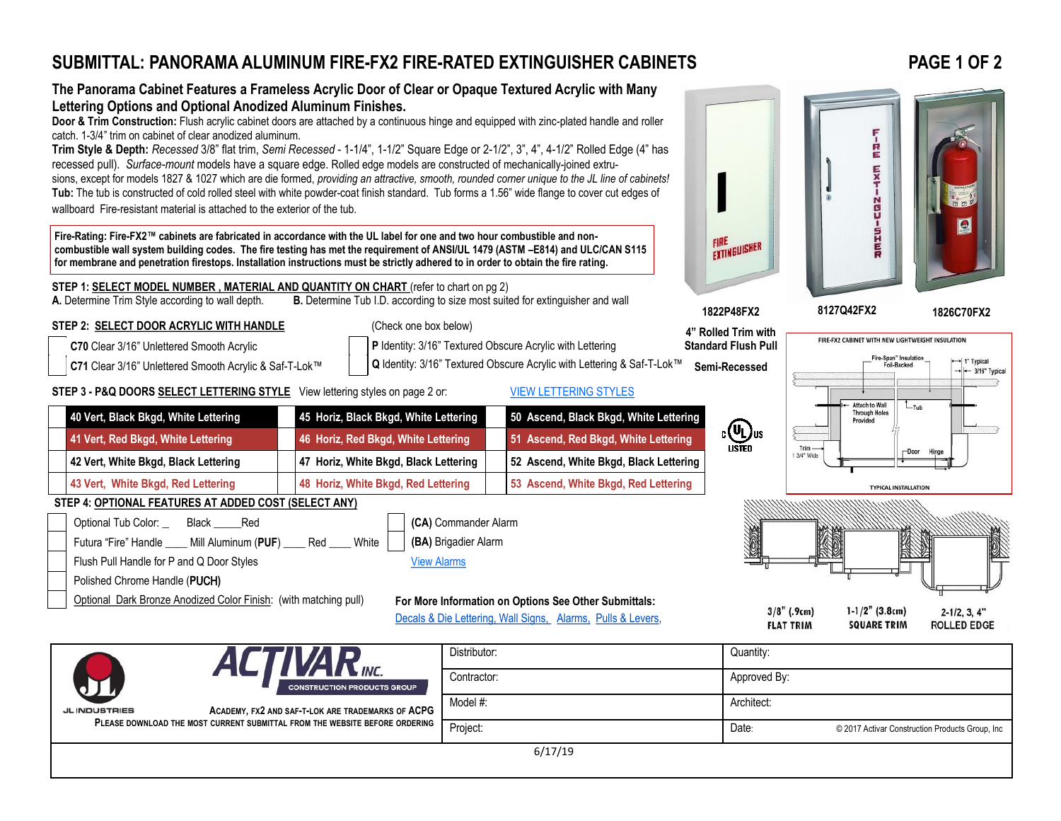# SUBMITTAL: PANORAMA ALUMINUM FIRE-FX2 FIRE-RATED EXTINGUISHER CABINETS

## The Panorama Cabinet Features a Frameless Acrylic Door of Clear or Opaque Textured Acrylic with Many Lettering Options and Optional Anodized Aluminum Finishes.

**Door & Trim Construction:** Flush acrylic cabinet doors are attached by a continuous hinge and equipped with zinc-plated handle and roller catch. 1-3/4" trim on cabinet of clear anodized aluminum.

**Trim Style & Depth:** *Recessed* 3/8" flat trim, *Semi Recessed* - 1-1/4", 1-1/2" Square Edge or 2-1/2", 3", 4", 4-1/2" Rolled Edge (4" has recessed pull). *Surface-mount* models have a square edge. Rolled edge models are constructed of mechanically-joined extrusions, except for models 1827 & 1027 which are die formed, *providing an attractive, smooth, rounded corner unique to the JL line of cabinets!*

**Tub:** The tub is constructed of cold rolled steel with white powder-coat finish standard. Tub forms a 1.56" wide flange to cover cut edges of wallboard Fire-resistant material is attached to the exterior of the tub.

**Fire-Rating: Fire-FX2™ cabinets are fabricated in accordance with the UL label for one and two hour combustible and non-combustible wall system building codes. The fire testing has met the requirement of ANSI/UL 1479 (ASTM –E814) and ULC/CAN S115 for membrane and penetration firestops. Installation instructions must be strictly adhered to in order to obtain the fire rating.**

1822P48FX2 | 8127Q42FX2 | 1826C70FX2

**4" Rolled Trim with Standard Flush Pull**

**Semi-Recessed**

**STEP 1: SELECT MODEL NUMBER , MATERIAL AND QUANTITY ON CHART** (refer to chart on pg 2)

**A.** Determine Trim Style according to wall depth. **B.** Determine Tub I.D. according to size most suited for extinguisher and wall

**STEP 2: SELECT DOOR ACRYLIC WITH HANDLE** (Check one box below)

| | | | |
|---|---|---|---|
| ☐ | **C70** Clear 3/16" Unlettered Smooth Acrylic | ☐ | **P** Identity: 3/16" Textured Obscure Acrylic with Lettering |
| ☐ | **C71** Clear 3/16" Unlettered Smooth Acrylic & Saf-T-Lok™ | ☐ | **Q** Identity: 3/16" Textured Obscure Acrylic with Lettering & Saf-T-Lok™ |

**STEP 3 - P&Q DOORS SELECT LETTERING STYLE** View lettering styles on page 2 or: VIEW LETTERING STYLES

| | | | | | |
|---|---|---|---|---|---|
| ☐ | **40 Vert, Black Bkgd, White Lettering** | ☐ | **45 Horiz, Black Bkgd, White Lettering** | ☐ | **50 Ascend, Black Bkgd, White Lettering** |
| ☐ | **41 Vert, Red Bkgd, White Lettering** | ☐ | **46 Horiz, Red Bkgd, White Lettering** | ☐ | **51 Ascend, Red Bkgd, White Lettering** |
| ☐ | **42 Vert, White Bkgd, Black Lettering** | ☐ | **47 Horiz, White Bkgd, Black Lettering** | ☐ | **52 Ascend, White Bkgd, Black Lettering** |
| ☐ | **43 Vert, White Bkgd, Red Lettering** | ☐ | **48 Horiz, White Bkgd, Red Lettering** | ☐ | **53 Ascend, White Bkgd, Red Lettering** |

c UL us LISTED

FIRE-FX2 CABINET WITH NEW LIGHTWEIGHT INSULATION — Fire-Span™ Insulation Foil-Backed; 1" Typical; 3/16" Typical; Attach to Wall Through Holes Provided; Tub; Trim 1 3/4" Wide; Door; Hinge — TYPICAL INSTALLATION

**STEP 4: OPTIONAL FEATURES AT ADDED COST (SELECT ANY)**

| | | | |
|---|---|---|---|
| ☐ | Optional Tub Color: _ Black _____Red | ☐ | **(CA)** Commander Alarm |
| ☐ | Futura "Fire" Handle ____ Mill Aluminum (**PUF**) ____ Red ____ White | ☐ | **(BA)** Brigadier Alarm |
| ☐ | Flush Pull Handle for P and Q Door Styles | | View Alarms |
| ☐ | Polished Chrome Handle (**PUCH**) | | |
| ☐ | Optional Dark Bronze Anodized Color Finish: (with matching pull) | | |

**For More Information on Options See Other Submittals:** Decals & Die Lettering, Wall Signs, Alarms, Pulls & Levers,

3/8" (.9cm) FLAT TRIM | 1-1/2" (3.8cm) SQUARE TRIM | 2-1/2, 3, 4" ROLLED EDGE

JL INDUSTRIES — ACTIVAR INC. CONSTRUCTION PRODUCTS GROUP

ACADEMY, FX2 AND SAF-T-LOK ARE TRADEMARKS OF ACPG

PLEASE DOWNLOAD THE MOST CURRENT SUBMITTAL FROM THE WEBSITE BEFORE ORDERING

| | |
|---|---|
| Distributor: | Quantity: |
| Contractor: | Approved By: |
| Model #: | Architect: |
| Project: | Date: |

© 2017 Activar Construction Products Group, Inc

6/17/19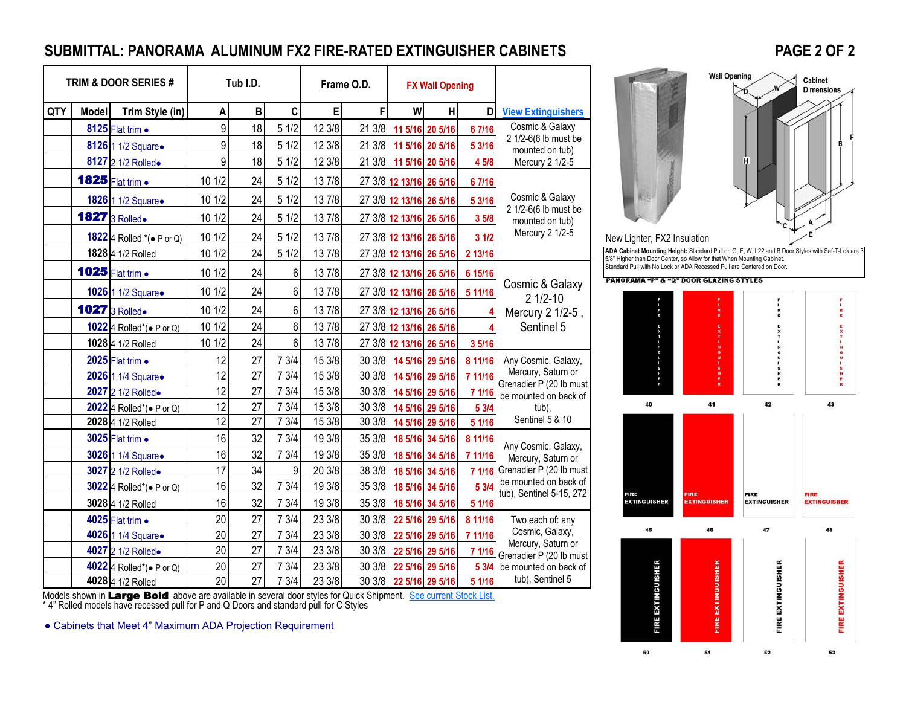# SUBMITTAL: PANORAMA ALUMINUM FX2 FIRE-RATED EXTINGUISHER CABINETS

| TRIM & DOOR SERIES # | | | Tub I.D. | | | Frame O.D. | | FX Wall Opening | | | |
|---|---|---|---|---|---|---|---|---|---|---|---|
| QTY | Model | Trim Style (in) | A | B | C | E | F | W | H | D | View Extinguishers |
| | 8125 | Flat trim ● | 9 | 18 | 5 1/2 | 12 3/8 | 21 3/8 | 11 5/16 | 20 5/16 | 6 7/16 | Cosmic & Galaxy 2 1/2-6(6 lb must be mounted on tub) Mercury 2 1/2-5 |
| | 8126 | 1 1/2 Square● | 9 | 18 | 5 1/2 | 12 3/8 | 21 3/8 | 11 5/16 | 20 5/16 | 5 3/16 | |
| | 8127 | 2 1/2 Rolled● | 9 | 18 | 5 1/2 | 12 3/8 | 21 3/8 | 11 5/16 | 20 5/16 | 4 5/8 | |
| | **1825** | Flat trim ● | 10 1/2 | 24 | 5 1/2 | 13 7/8 | 27 3/8 | 12 13/16 | 26 5/16 | 6 7/16 | Cosmic & Galaxy 2 1/2-6(6 lb must be mounted on tub) Mercury 2 1/2-5 |
| | 1826 | 1 1/2 Square● | 10 1/2 | 24 | 5 1/2 | 13 7/8 | 27 3/8 | 12 13/16 | 26 5/16 | 5 3/16 | |
| | **1827** | 3 Rolled● | 10 1/2 | 24 | 5 1/2 | 13 7/8 | 27 3/8 | 12 13/16 | 26 5/16 | 3 5/8 | |
| | 1822 | 4 Rolled *(● P or Q) | 10 1/2 | 24 | 5 1/2 | 13 7/8 | 27 3/8 | 12 13/16 | 26 5/16 | 3 1/2 | |
| | 1828 | 4 1/2 Rolled | 10 1/2 | 24 | 5 1/2 | 13 7/8 | 27 3/8 | 12 13/16 | 26 5/16 | 2 13/16 | |
| | **1025** | Flat trim ● | 10 1/2 | 24 | 6 | 13 7/8 | 27 3/8 | 12 13/16 | 26 5/16 | 6 15/16 | Cosmic & Galaxy 2 1/2-10 Mercury 2 1/2-5 , Sentinel 5 |
| | 1026 | 1 1/2 Square● | 10 1/2 | 24 | 6 | 13 7/8 | 27 3/8 | 12 13/16 | 26 5/16 | 5 11/16 | |
| | **1027** | 3 Rolled● | 10 1/2 | 24 | 6 | 13 7/8 | 27 3/8 | 12 13/16 | 26 5/16 | 4 | |
| | 1022 | 4 Rolled*(● P or Q) | 10 1/2 | 24 | 6 | 13 7/8 | 27 3/8 | 12 13/16 | 26 5/16 | 4 | |
| | 1028 | 4 1/2 Rolled | 10 1/2 | 24 | 6 | 13 7/8 | 27 3/8 | 12 13/16 | 26 5/16 | 3 5/16 | |
| | 2025 | Flat trim ● | 12 | 27 | 7 3/4 | 15 3/8 | 30 3/8 | 14 5/16 | 29 5/16 | 8 11/16 | Any Cosmic. Galaxy, Mercury, Saturn or Grenadier P (20 lb must be mounted on back of tub), Sentinel 5 & 10 |
| | 2026 | 1 1/4 Square● | 12 | 27 | 7 3/4 | 15 3/8 | 30 3/8 | 14 5/16 | 29 5/16 | 7 11/16 | |
| | 2027 | 2 1/2 Rolled● | 12 | 27 | 7 3/4 | 15 3/8 | 30 3/8 | 14 5/16 | 29 5/16 | 7 1/16 | |
| | 2022 | 4 Rolled*(● P or Q) | 12 | 27 | 7 3/4 | 15 3/8 | 30 3/8 | 14 5/16 | 29 5/16 | 5 3/4 | |
| | 2028 | 4 1/2 Rolled | 12 | 27 | 7 3/4 | 15 3/8 | 30 3/8 | 14 5/16 | 29 5/16 | 5 1/16 | |
| | 3025 | Flat trim ● | 16 | 32 | 7 3/4 | 19 3/8 | 35 3/8 | 18 5/16 | 34 5/16 | 8 11/16 | Any Cosmic. Galaxy, Mercury, Saturn or Grenadier P (20 lb must be mounted on back of tub), Sentinel 5-15, 272 |
| | 3026 | 1 1/4 Square● | 16 | 32 | 7 3/4 | 19 3/8 | 35 3/8 | 18 5/16 | 34 5/16 | 7 11/16 | |
| | 3027 | 2 1/2 Rolled● | 17 | 34 | 9 | 20 3/8 | 38 3/8 | 18 5/16 | 34 5/16 | 7 1/16 | |
| | 3022 | 4 Rolled*(● P or Q) | 16 | 32 | 7 3/4 | 19 3/8 | 35 3/8 | 18 5/16 | 34 5/16 | 5 3/4 | |
| | 3028 | 4 1/2 Rolled | 16 | 32 | 7 3/4 | 19 3/8 | 35 3/8 | 18 5/16 | 34 5/16 | 5 1/16 | |
| | 4025 | Flat trim ● | 20 | 27 | 7 3/4 | 23 3/8 | 30 3/8 | 22 5/16 | 29 5/16 | 8 11/16 | Two each of: any Cosmic, Galaxy, Mercury, Saturn or Grenadier P (20 lb must be mounted on back of tub), Sentinel 5 |
| | 4026 | 1 1/4 Square● | 20 | 27 | 7 3/4 | 23 3/8 | 30 3/8 | 22 5/16 | 29 5/16 | 7 11/16 | |
| | 4027 | 2 1/2 Rolled● | 20 | 27 | 7 3/4 | 23 3/8 | 30 3/8 | 22 5/16 | 29 5/16 | 7 1/16 | |
| | 4022 | 4 Rolled*(● P or Q) | 20 | 27 | 7 3/4 | 23 3/8 | 30 3/8 | 22 5/16 | 29 5/16 | 5 3/4 | |
| | 4028 | 4 1/2 Rolled | 20 | 27 | 7 3/4 | 23 3/8 | 30 3/8 | 22 5/16 | 29 5/16 | 5 1/16 | |

Models shown in **Large Bold** above are available in several door styles for Quick Shipment. See current Stock List.
* 4" Rolled models have recessed pull for P and Q Doors and standard pull for C Styles

● Cabinets that Meet 4" Maximum ADA Projection Requirement

Wall Opening
Cabinet Dimensions
D W H B F C A E

New Lighter, FX2 Insulation

**ADA Cabinet Mounting Height:** Standard Pull on G, E, W, L22 and B Door Styles with Saf-T-Lok are 3 5/8" Higher than Door Center, so Allow for that When Mounting Cabinet. Standard Pull with No Lock or ADA Recessed Pull are Centered on Door.

**PANORAMA "P" & "Q" DOOR GLAZING STYLES**

FIRE EXTINGUISHER
40 41 42 43

FIRE EXTINGUISHER
45 46 47 48

FIRE EXTINGUISHER
50 51 52 53